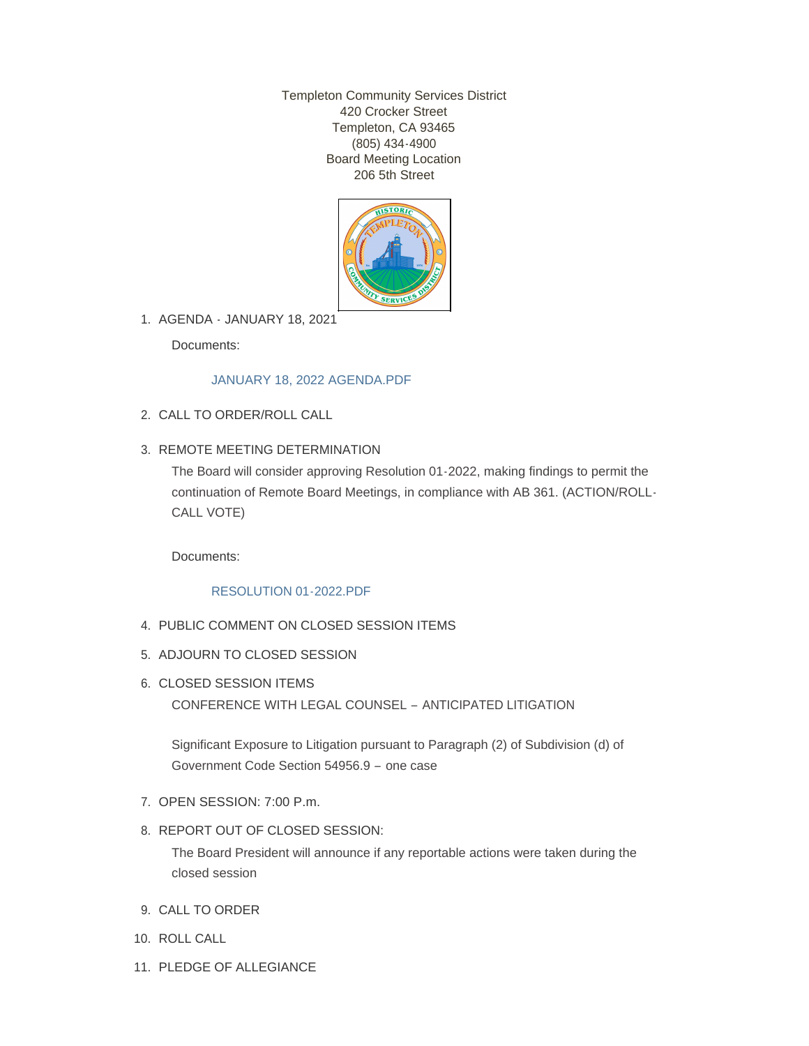Templeton Community Services District
420 Crocker Street
Templeton, CA 93465
(805) 434-4900
Board Meeting Location
206 5th Street

1. AGENDA - JANUARY 18, 2021

   Documents:

   JANUARY 18, 2022 AGENDA.PDF

2. CALL TO ORDER/ROLL CALL

3. REMOTE MEETING DETERMINATION

   The Board will consider approving Resolution 01-2022, making findings to permit the continuation of Remote Board Meetings, in compliance with AB 361. (ACTION/ROLL-CALL VOTE)

   Documents:

   RESOLUTION 01-2022.PDF

4. PUBLIC COMMENT ON CLOSED SESSION ITEMS

5. ADJOURN TO CLOSED SESSION

6. CLOSED SESSION ITEMS

   CONFERENCE WITH LEGAL COUNSEL – ANTICIPATED LITIGATION

   Significant Exposure to Litigation pursuant to Paragraph (2) of Subdivision (d) of Government Code Section 54956.9 – one case

7. OPEN SESSION: 7:00 P.m.

8. REPORT OUT OF CLOSED SESSION:

   The Board President will announce if any reportable actions were taken during the closed session

9. CALL TO ORDER

10. ROLL CALL

11. PLEDGE OF ALLEGIANCE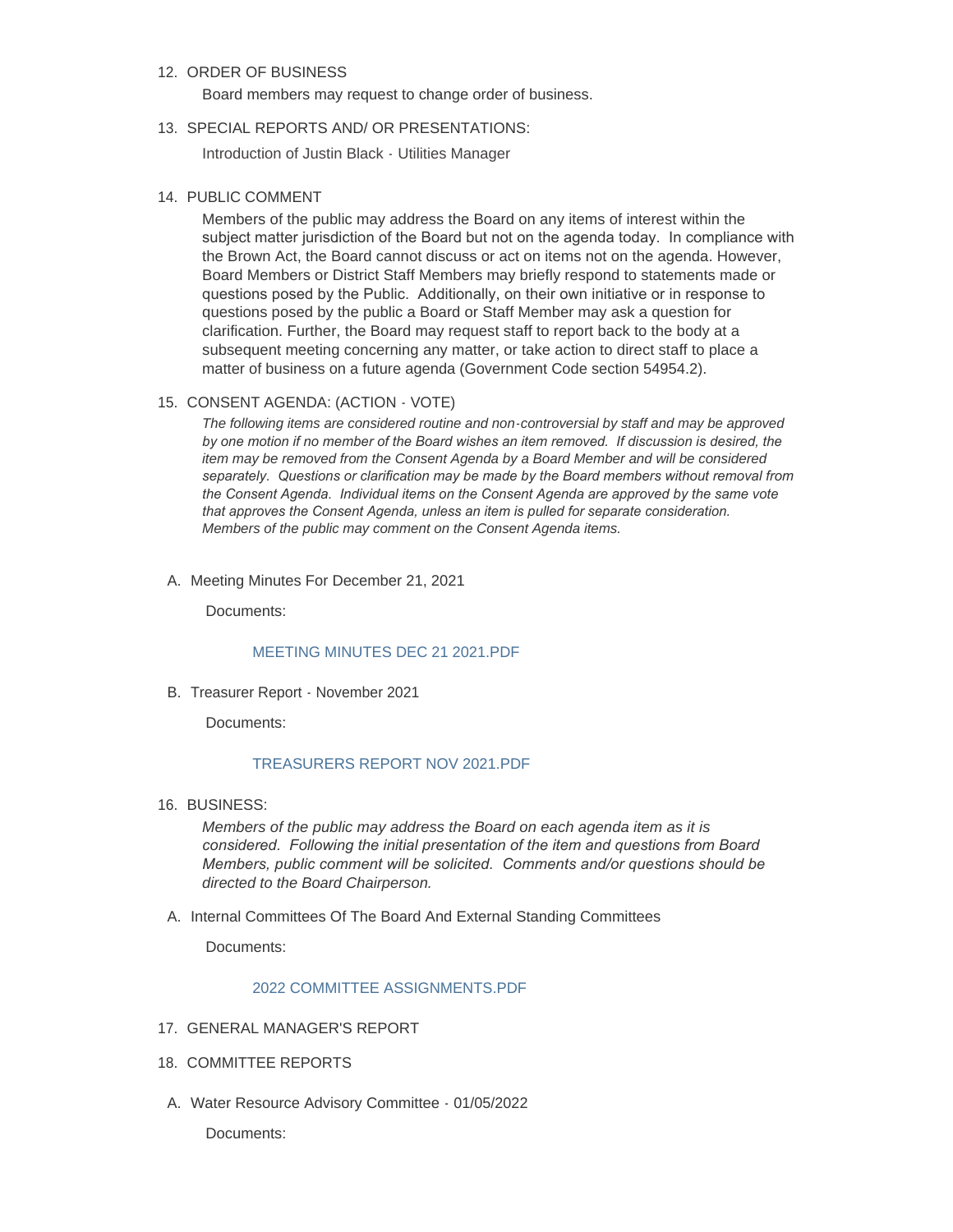12. ORDER OF BUSINESS

    Board members may request to change order of business.

13. SPECIAL REPORTS AND/ OR PRESENTATIONS:

    Introduction of Justin Black - Utilities Manager

14. PUBLIC COMMENT

    Members of the public may address the Board on any items of interest within the subject matter jurisdiction of the Board but not on the agenda today. In compliance with the Brown Act, the Board cannot discuss or act on items not on the agenda. However, Board Members or District Staff Members may briefly respond to statements made or questions posed by the Public. Additionally, on their own initiative or in response to questions posed by the public a Board or Staff Member may ask a question for clarification. Further, the Board may request staff to report back to the body at a subsequent meeting concerning any matter, or take action to direct staff to place a matter of business on a future agenda (Government Code section 54954.2).

15. CONSENT AGENDA: (ACTION - VOTE)

    *The following items are considered routine and non-controversial by staff and may be approved by one motion if no member of the Board wishes an item removed. If discussion is desired, the item may be removed from the Consent Agenda by a Board Member and will be considered separately. Questions or clarification may be made by the Board members without removal from the Consent Agenda. Individual items on the Consent Agenda are approved by the same vote that approves the Consent Agenda, unless an item is pulled for separate consideration. Members of the public may comment on the Consent Agenda items.*

A. Meeting Minutes For December 21, 2021

   Documents:

   MEETING MINUTES DEC 21 2021.PDF

B. Treasurer Report - November 2021

   Documents:

   TREASURERS REPORT NOV 2021.PDF

16. BUSINESS:

    *Members of the public may address the Board on each agenda item as it is considered. Following the initial presentation of the item and questions from Board Members, public comment will be solicited. Comments and/or questions should be directed to the Board Chairperson.*

A. Internal Committees Of The Board And External Standing Committees

   Documents:

   2022 COMMITTEE ASSIGNMENTS.PDF

17. GENERAL MANAGER'S REPORT

18. COMMITTEE REPORTS

A. Water Resource Advisory Committee - 01/05/2022

   Documents: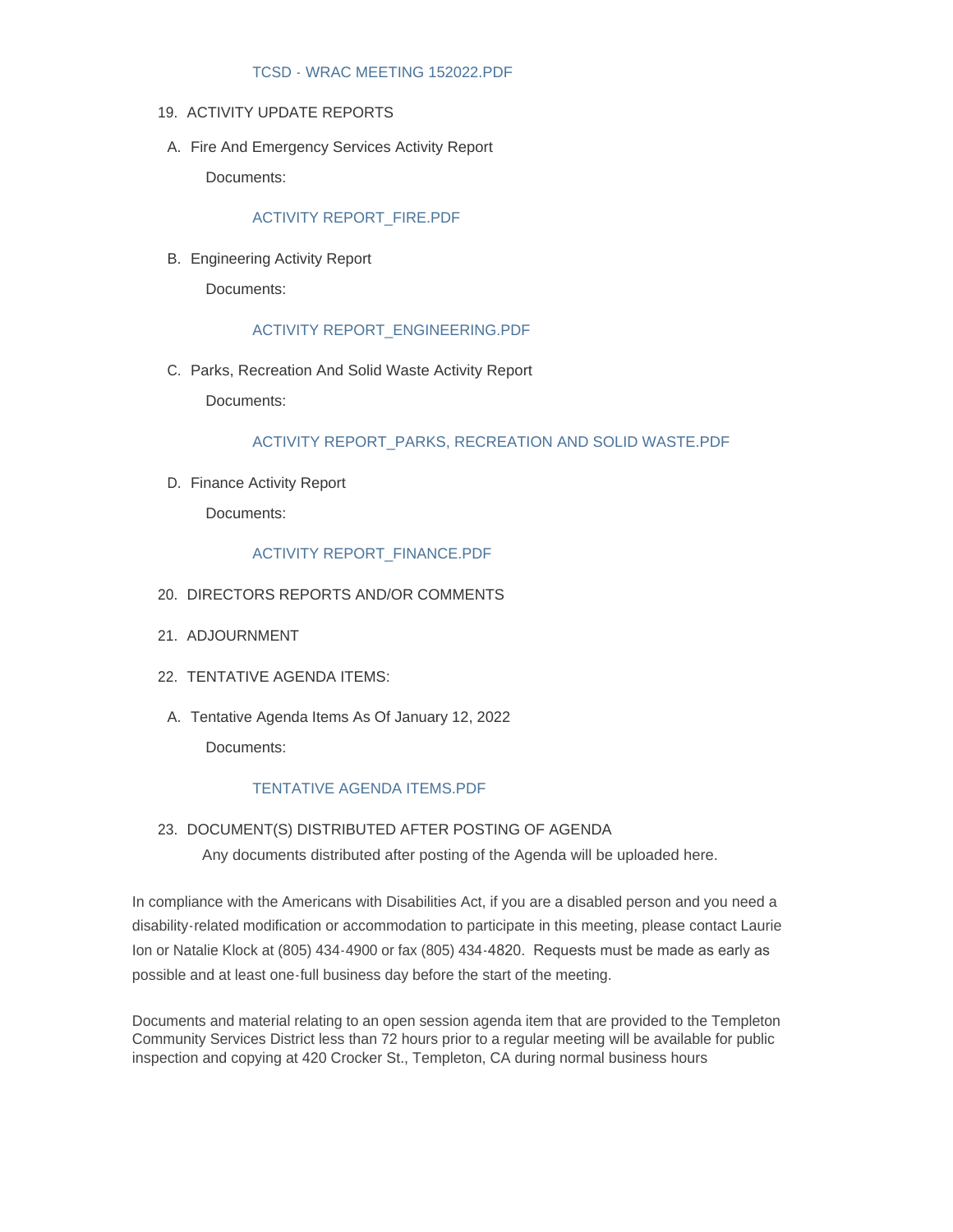TCSD - WRAC MEETING 152022.PDF

19. ACTIVITY UPDATE REPORTS

   A. Fire And Emergency Services Activity Report

      Documents:

      ACTIVITY REPORT_FIRE.PDF

   B. Engineering Activity Report

      Documents:

      ACTIVITY REPORT_ENGINEERING.PDF

   C. Parks, Recreation And Solid Waste Activity Report

      Documents:

      ACTIVITY REPORT_PARKS, RECREATION AND SOLID WASTE.PDF

   D. Finance Activity Report

      Documents:

      ACTIVITY REPORT_FINANCE.PDF

20. DIRECTORS REPORTS AND/OR COMMENTS

21. ADJOURNMENT

22. TENTATIVE AGENDA ITEMS:

   A. Tentative Agenda Items As Of January 12, 2022

      Documents:

      TENTATIVE AGENDA ITEMS.PDF

23. DOCUMENT(S) DISTRIBUTED AFTER POSTING OF AGENDA

   Any documents distributed after posting of the Agenda will be uploaded here.

In compliance with the Americans with Disabilities Act, if you are a disabled person and you need a disability-related modification or accommodation to participate in this meeting, please contact Laurie Ion or Natalie Klock at (805) 434-4900 or fax (805) 434-4820. Requests must be made as early as possible and at least one-full business day before the start of the meeting.

Documents and material relating to an open session agenda item that are provided to the Templeton Community Services District less than 72 hours prior to a regular meeting will be available for public inspection and copying at 420 Crocker St., Templeton, CA during normal business hours